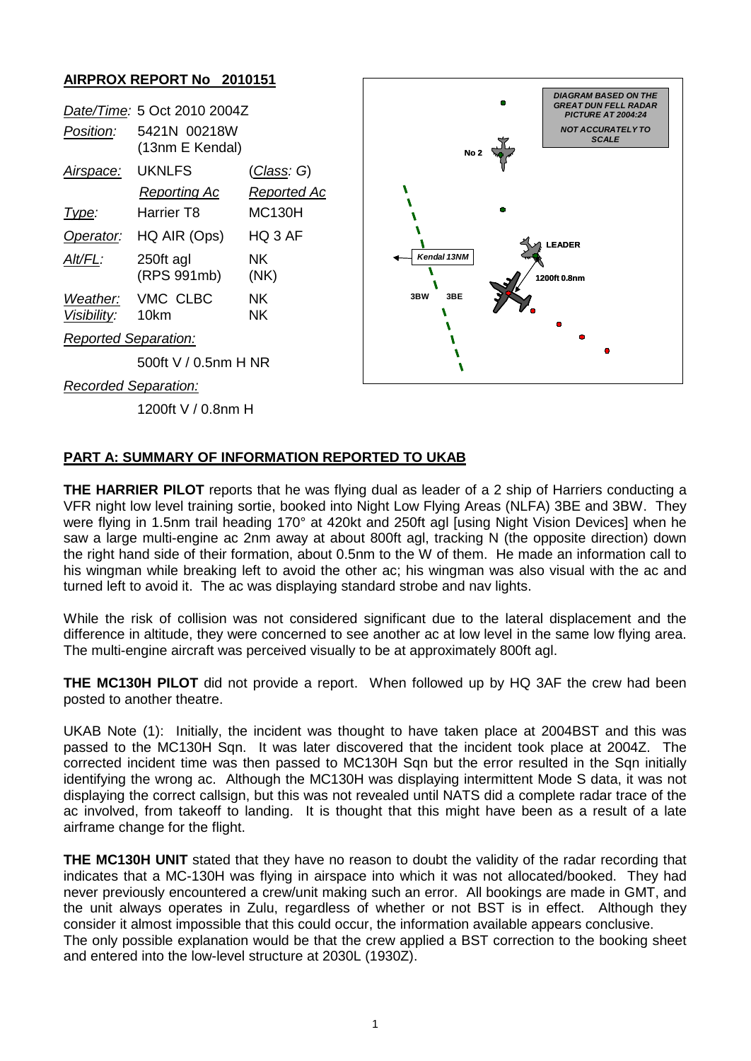## AIRPROX REPORT No 2010151

| | | |
|---|---|---|
| *Date/Time:* | 5 Oct 2010 2004Z | |
| *Position:* | 5421N 00218W (13nm E Kendal) | |
| *Airspace:* | UKNLFS | (*Class*: G) |
| | *Reporting Ac* | *Reported Ac* |
| *Type:* | Harrier T8 | MC130H |
| *Operator:* | HQ AIR (Ops) | HQ 3 AF |
| *Alt/FL:* | 250ft agl (RPS 991mb) | NK (NK) |
| *Weather:* | VMC CLBC | NK |
| *Visibility:* | 10km | NK |

*Reported Separation:*

500ft V / 0.5nm H NR

*Recorded Separation:*

1200ft V / 0.8nm H

DIAGRAM BASED ON THE GREAT DUN FELL RADAR PICTURE AT 2004:24

NOT ACCURATELY TO SCALE

No 2 — LEADER — 1200ft 0.8nm — Kendal 13NM — 3BW — 3BE

## PART A: SUMMARY OF INFORMATION REPORTED TO UKAB

**THE HARRIER PILOT** reports that he was flying dual as leader of a 2 ship of Harriers conducting a VFR night low level training sortie, booked into Night Low Flying Areas (NLFA) 3BE and 3BW. They were flying in 1.5nm trail heading 170° at 420kt and 250ft agl [using Night Vision Devices] when he saw a large multi-engine ac 2nm away at about 800ft agl, tracking N (the opposite direction) down the right hand side of their formation, about 0.5nm to the W of them. He made an information call to his wingman while breaking left to avoid the other ac; his wingman was also visual with the ac and turned left to avoid it. The ac was displaying standard strobe and nav lights.

While the risk of collision was not considered significant due to the lateral displacement and the difference in altitude, they were concerned to see another ac at low level in the same low flying area. The multi-engine aircraft was perceived visually to be at approximately 800ft agl.

**THE MC130H PILOT** did not provide a report. When followed up by HQ 3AF the crew had been posted to another theatre.

UKAB Note (1): Initially, the incident was thought to have taken place at 2004BST and this was passed to the MC130H Sqn. It was later discovered that the incident took place at 2004Z. The corrected incident time was then passed to MC130H Sqn but the error resulted in the Sqn initially identifying the wrong ac. Although the MC130H was displaying intermittent Mode S data, it was not displaying the correct callsign, but this was not revealed until NATS did a complete radar trace of the ac involved, from takeoff to landing. It is thought that this might have been as a result of a late airframe change for the flight.

**THE MC130H UNIT** stated that they have no reason to doubt the validity of the radar recording that indicates that a MC-130H was flying in airspace into which it was not allocated/booked. They had never previously encountered a crew/unit making such an error. All bookings are made in GMT, and the unit always operates in Zulu, regardless of whether or not BST is in effect. Although they consider it almost impossible that this could occur, the information available appears conclusive.
The only possible explanation would be that the crew applied a BST correction to the booking sheet and entered into the low-level structure at 2030L (1930Z).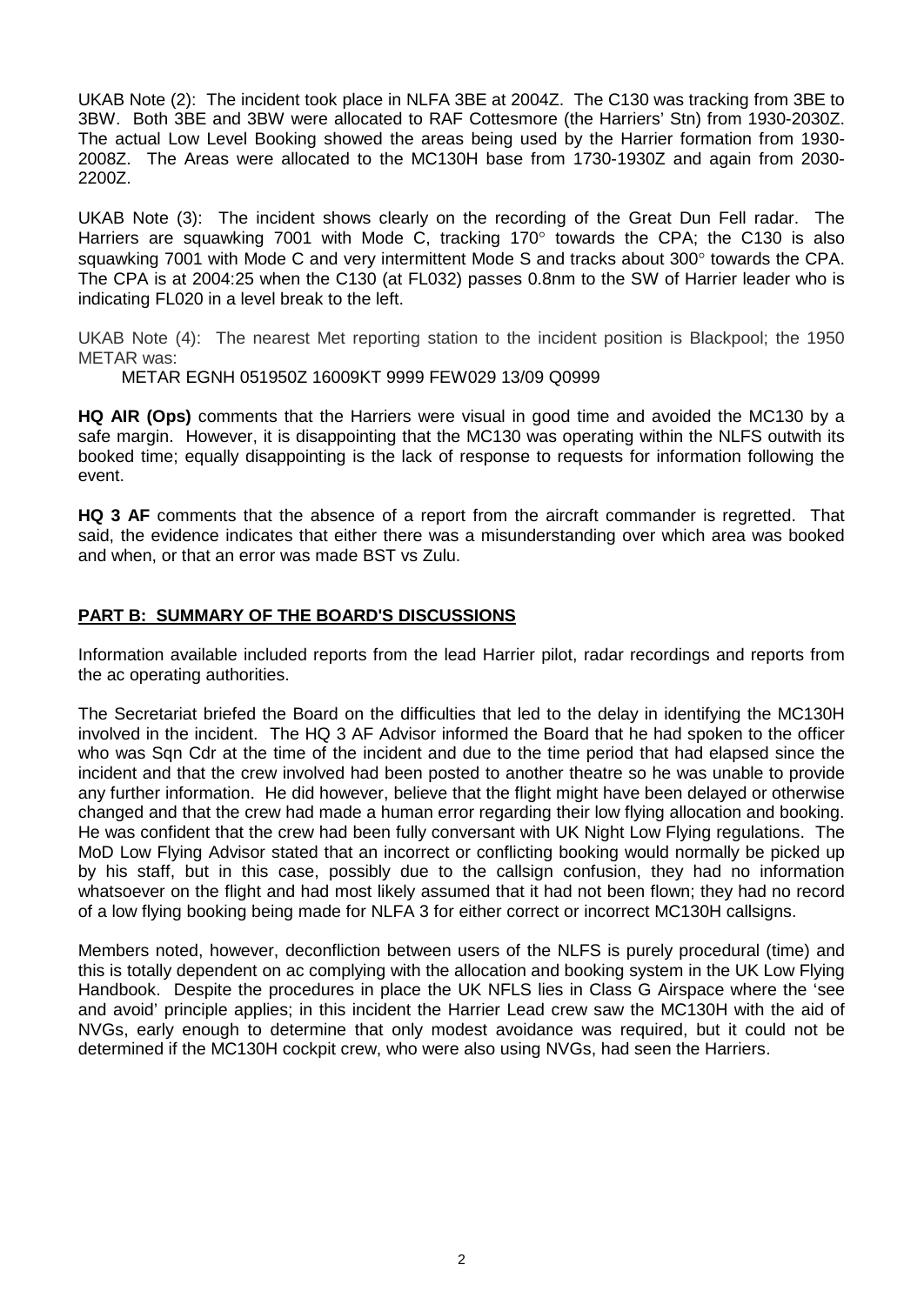UKAB Note (2): The incident took place in NLFA 3BE at 2004Z. The C130 was tracking from 3BE to 3BW. Both 3BE and 3BW were allocated to RAF Cottesmore (the Harriers' Stn) from 1930-2030Z. The actual Low Level Booking showed the areas being used by the Harrier formation from 1930-2008Z. The Areas were allocated to the MC130H base from 1730-1930Z and again from 2030-2200Z.

UKAB Note (3): The incident shows clearly on the recording of the Great Dun Fell radar. The Harriers are squawking 7001 with Mode C, tracking 170° towards the CPA; the C130 is also squawking 7001 with Mode C and very intermittent Mode S and tracks about 300° towards the CPA. The CPA is at 2004:25 when the C130 (at FL032) passes 0.8nm to the SW of Harrier leader who is indicating FL020 in a level break to the left.

UKAB Note (4): The nearest Met reporting station to the incident position is Blackpool; the 1950 METAR was:

METAR EGNH 051950Z 16009KT 9999 FEW029 13/09 Q0999

**HQ AIR (Ops)** comments that the Harriers were visual in good time and avoided the MC130 by a safe margin. However, it is disappointing that the MC130 was operating within the NLFS outwith its booked time; equally disappointing is the lack of response to requests for information following the event.

**HQ 3 AF** comments that the absence of a report from the aircraft commander is regretted. That said, the evidence indicates that either there was a misunderstanding over which area was booked and when, or that an error was made BST vs Zulu.

## PART B: SUMMARY OF THE BOARD'S DISCUSSIONS

Information available included reports from the lead Harrier pilot, radar recordings and reports from the ac operating authorities.

The Secretariat briefed the Board on the difficulties that led to the delay in identifying the MC130H involved in the incident. The HQ 3 AF Advisor informed the Board that he had spoken to the officer who was Sqn Cdr at the time of the incident and due to the time period that had elapsed since the incident and that the crew involved had been posted to another theatre so he was unable to provide any further information. He did however, believe that the flight might have been delayed or otherwise changed and that the crew had made a human error regarding their low flying allocation and booking. He was confident that the crew had been fully conversant with UK Night Low Flying regulations. The MoD Low Flying Advisor stated that an incorrect or conflicting booking would normally be picked up by his staff, but in this case, possibly due to the callsign confusion, they had no information whatsoever on the flight and had most likely assumed that it had not been flown; they had no record of a low flying booking being made for NLFA 3 for either correct or incorrect MC130H callsigns.

Members noted, however, deconfliction between users of the NLFS is purely procedural (time) and this is totally dependent on ac complying with the allocation and booking system in the UK Low Flying Handbook. Despite the procedures in place the UK NFLS lies in Class G Airspace where the 'see and avoid' principle applies; in this incident the Harrier Lead crew saw the MC130H with the aid of NVGs, early enough to determine that only modest avoidance was required, but it could not be determined if the MC130H cockpit crew, who were also using NVGs, had seen the Harriers.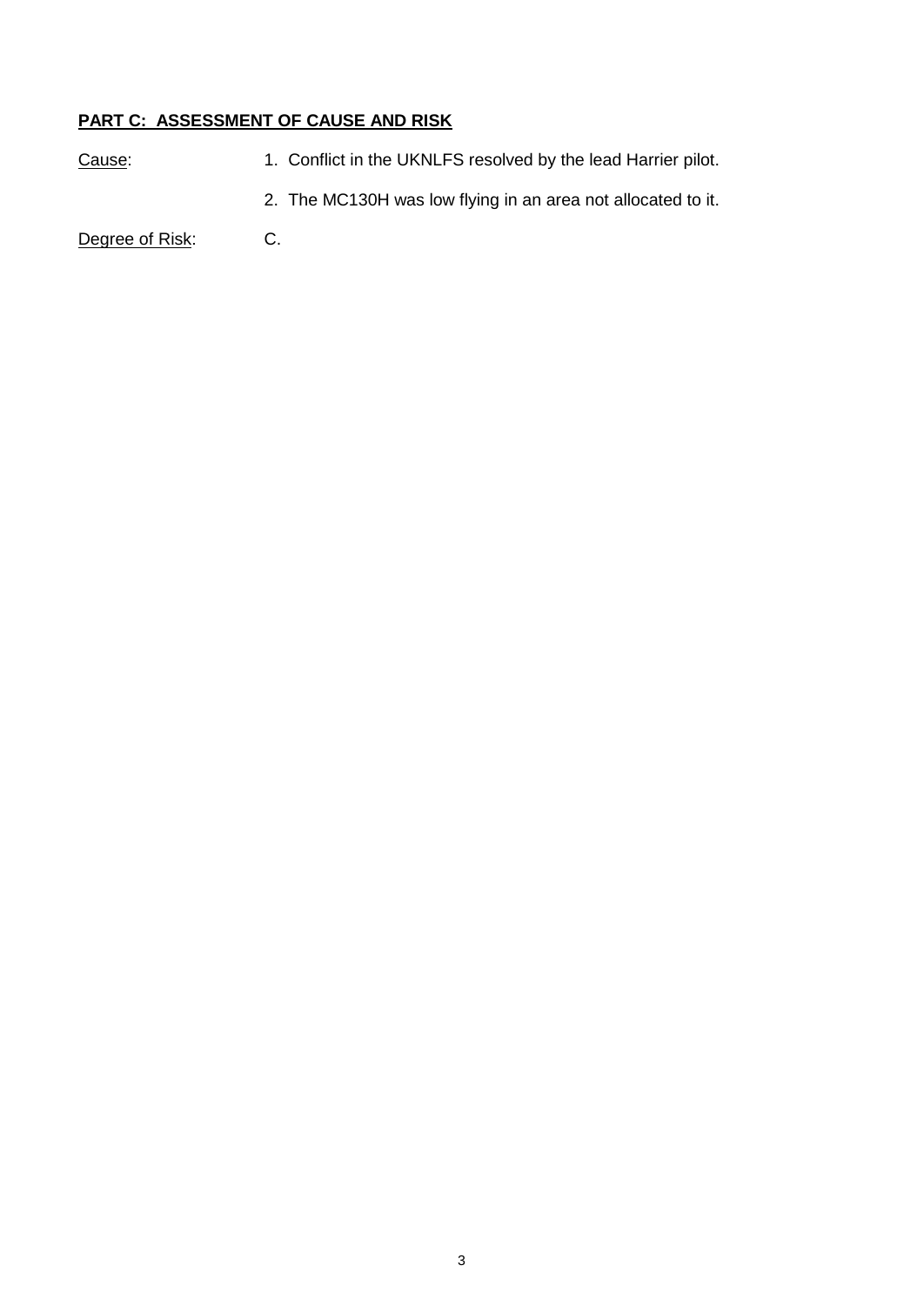**PART C: ASSESSMENT OF CAUSE AND RISK**

Cause: 1. Conflict in the UKNLFS resolved by the lead Harrier pilot.

2. The MC130H was low flying in an area not allocated to it.

Degree of Risk: C.